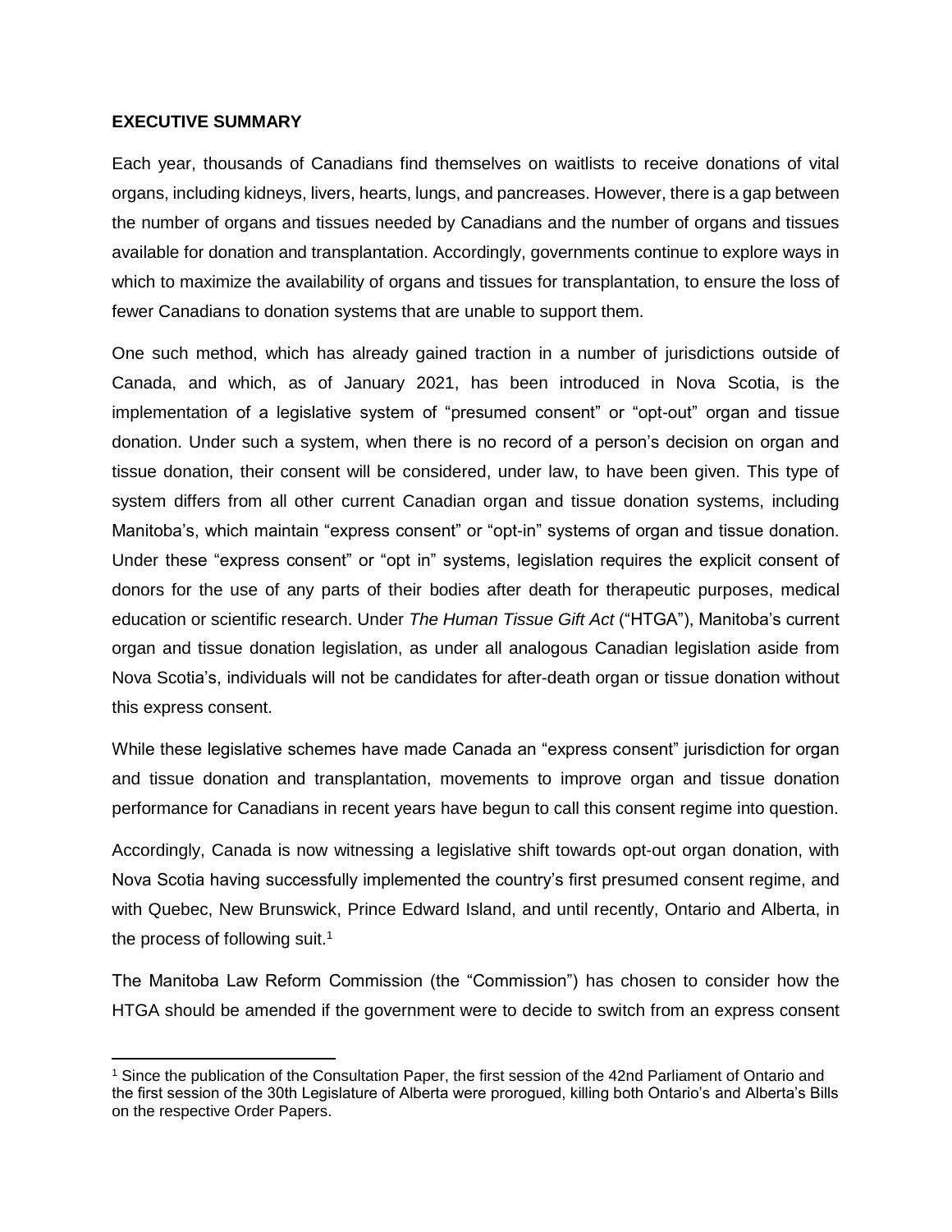## EXECUTIVE SUMMARY

Each year, thousands of Canadians find themselves on waitlists to receive donations of vital organs, including kidneys, livers, hearts, lungs, and pancreases. However, there is a gap between the number of organs and tissues needed by Canadians and the number of organs and tissues available for donation and transplantation. Accordingly, governments continue to explore ways in which to maximize the availability of organs and tissues for transplantation, to ensure the loss of fewer Canadians to donation systems that are unable to support them.

One such method, which has already gained traction in a number of jurisdictions outside of Canada, and which, as of January 2021, has been introduced in Nova Scotia, is the implementation of a legislative system of "presumed consent" or "opt-out" organ and tissue donation. Under such a system, when there is no record of a person's decision on organ and tissue donation, their consent will be considered, under law, to have been given. This type of system differs from all other current Canadian organ and tissue donation systems, including Manitoba's, which maintain "express consent" or "opt-in" systems of organ and tissue donation. Under these "express consent" or "opt in" systems, legislation requires the explicit consent of donors for the use of any parts of their bodies after death for therapeutic purposes, medical education or scientific research. Under *The Human Tissue Gift Act* ("HTGA"), Manitoba's current organ and tissue donation legislation, as under all analogous Canadian legislation aside from Nova Scotia's, individuals will not be candidates for after-death organ or tissue donation without this express consent.

While these legislative schemes have made Canada an "express consent" jurisdiction for organ and tissue donation and transplantation, movements to improve organ and tissue donation performance for Canadians in recent years have begun to call this consent regime into question.

Accordingly, Canada is now witnessing a legislative shift towards opt-out organ donation, with Nova Scotia having successfully implemented the country's first presumed consent regime, and with Quebec, New Brunswick, Prince Edward Island, and until recently, Ontario and Alberta, in the process of following suit.[1]

The Manitoba Law Reform Commission (the "Commission") has chosen to consider how the HTGA should be amended if the government were to decide to switch from an express consent

---

[1] Since the publication of the Consultation Paper, the first session of the 42nd Parliament of Ontario and the first session of the 30th Legislature of Alberta were prorogued, killing both Ontario's and Alberta's Bills on the respective Order Papers.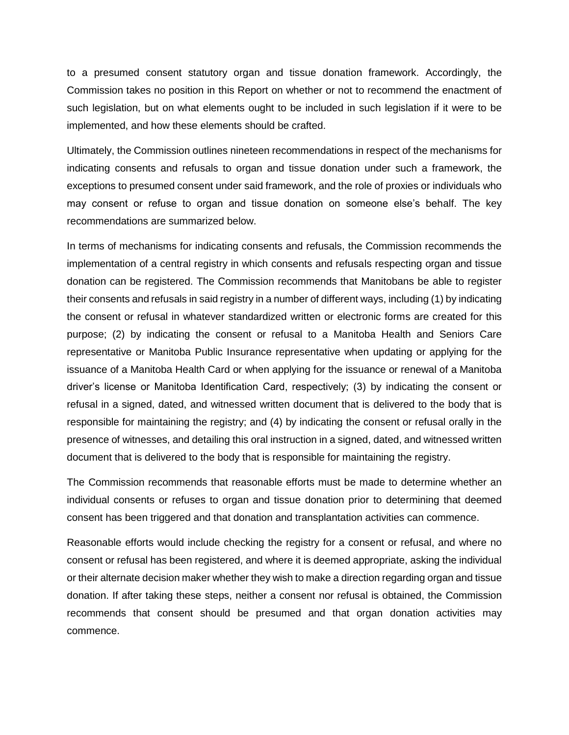to a presumed consent statutory organ and tissue donation framework. Accordingly, the Commission takes no position in this Report on whether or not to recommend the enactment of such legislation, but on what elements ought to be included in such legislation if it were to be implemented, and how these elements should be crafted.

Ultimately, the Commission outlines nineteen recommendations in respect of the mechanisms for indicating consents and refusals to organ and tissue donation under such a framework, the exceptions to presumed consent under said framework, and the role of proxies or individuals who may consent or refuse to organ and tissue donation on someone else's behalf. The key recommendations are summarized below.

In terms of mechanisms for indicating consents and refusals, the Commission recommends the implementation of a central registry in which consents and refusals respecting organ and tissue donation can be registered. The Commission recommends that Manitobans be able to register their consents and refusals in said registry in a number of different ways, including (1) by indicating the consent or refusal in whatever standardized written or electronic forms are created for this purpose; (2) by indicating the consent or refusal to a Manitoba Health and Seniors Care representative or Manitoba Public Insurance representative when updating or applying for the issuance of a Manitoba Health Card or when applying for the issuance or renewal of a Manitoba driver's license or Manitoba Identification Card, respectively; (3) by indicating the consent or refusal in a signed, dated, and witnessed written document that is delivered to the body that is responsible for maintaining the registry; and (4) by indicating the consent or refusal orally in the presence of witnesses, and detailing this oral instruction in a signed, dated, and witnessed written document that is delivered to the body that is responsible for maintaining the registry.

The Commission recommends that reasonable efforts must be made to determine whether an individual consents or refuses to organ and tissue donation prior to determining that deemed consent has been triggered and that donation and transplantation activities can commence.

Reasonable efforts would include checking the registry for a consent or refusal, and where no consent or refusal has been registered, and where it is deemed appropriate, asking the individual or their alternate decision maker whether they wish to make a direction regarding organ and tissue donation. If after taking these steps, neither a consent nor refusal is obtained, the Commission recommends that consent should be presumed and that organ donation activities may commence.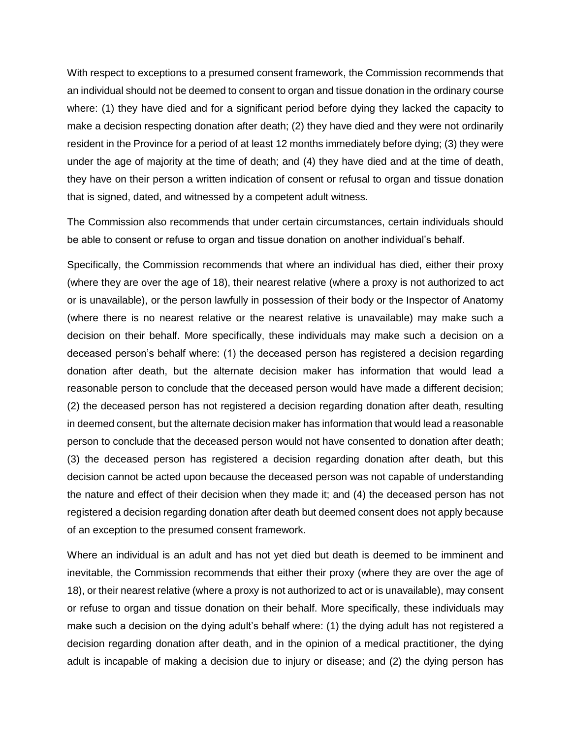With respect to exceptions to a presumed consent framework, the Commission recommends that an individual should not be deemed to consent to organ and tissue donation in the ordinary course where: (1) they have died and for a significant period before dying they lacked the capacity to make a decision respecting donation after death; (2) they have died and they were not ordinarily resident in the Province for a period of at least 12 months immediately before dying; (3) they were under the age of majority at the time of death; and (4) they have died and at the time of death, they have on their person a written indication of consent or refusal to organ and tissue donation that is signed, dated, and witnessed by a competent adult witness.

The Commission also recommends that under certain circumstances, certain individuals should be able to consent or refuse to organ and tissue donation on another individual's behalf.

Specifically, the Commission recommends that where an individual has died, either their proxy (where they are over the age of 18), their nearest relative (where a proxy is not authorized to act or is unavailable), or the person lawfully in possession of their body or the Inspector of Anatomy (where there is no nearest relative or the nearest relative is unavailable) may make such a decision on their behalf. More specifically, these individuals may make such a decision on a deceased person's behalf where: (1) the deceased person has registered a decision regarding donation after death, but the alternate decision maker has information that would lead a reasonable person to conclude that the deceased person would have made a different decision; (2) the deceased person has not registered a decision regarding donation after death, resulting in deemed consent, but the alternate decision maker has information that would lead a reasonable person to conclude that the deceased person would not have consented to donation after death; (3) the deceased person has registered a decision regarding donation after death, but this decision cannot be acted upon because the deceased person was not capable of understanding the nature and effect of their decision when they made it; and (4) the deceased person has not registered a decision regarding donation after death but deemed consent does not apply because of an exception to the presumed consent framework.

Where an individual is an adult and has not yet died but death is deemed to be imminent and inevitable, the Commission recommends that either their proxy (where they are over the age of 18), or their nearest relative (where a proxy is not authorized to act or is unavailable), may consent or refuse to organ and tissue donation on their behalf. More specifically, these individuals may make such a decision on the dying adult's behalf where: (1) the dying adult has not registered a decision regarding donation after death, and in the opinion of a medical practitioner, the dying adult is incapable of making a decision due to injury or disease; and (2) the dying person has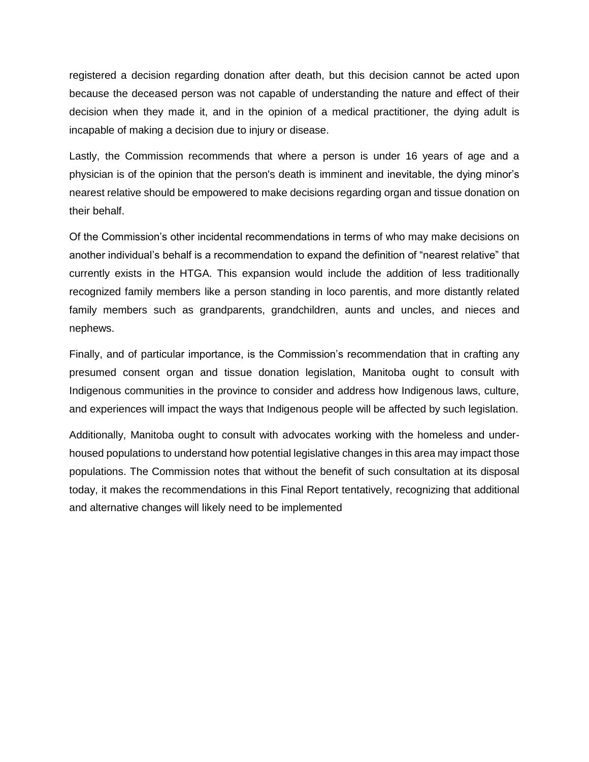registered a decision regarding donation after death, but this decision cannot be acted upon because the deceased person was not capable of understanding the nature and effect of their decision when they made it, and in the opinion of a medical practitioner, the dying adult is incapable of making a decision due to injury or disease.

Lastly, the Commission recommends that where a person is under 16 years of age and a physician is of the opinion that the person's death is imminent and inevitable, the dying minor's nearest relative should be empowered to make decisions regarding organ and tissue donation on their behalf.

Of the Commission's other incidental recommendations in terms of who may make decisions on another individual's behalf is a recommendation to expand the definition of "nearest relative" that currently exists in the HTGA. This expansion would include the addition of less traditionally recognized family members like a person standing in loco parentis, and more distantly related family members such as grandparents, grandchildren, aunts and uncles, and nieces and nephews.

Finally, and of particular importance, is the Commission's recommendation that in crafting any presumed consent organ and tissue donation legislation, Manitoba ought to consult with Indigenous communities in the province to consider and address how Indigenous laws, culture, and experiences will impact the ways that Indigenous people will be affected by such legislation.

Additionally, Manitoba ought to consult with advocates working with the homeless and under-housed populations to understand how potential legislative changes in this area may impact those populations. The Commission notes that without the benefit of such consultation at its disposal today, it makes the recommendations in this Final Report tentatively, recognizing that additional and alternative changes will likely need to be implemented